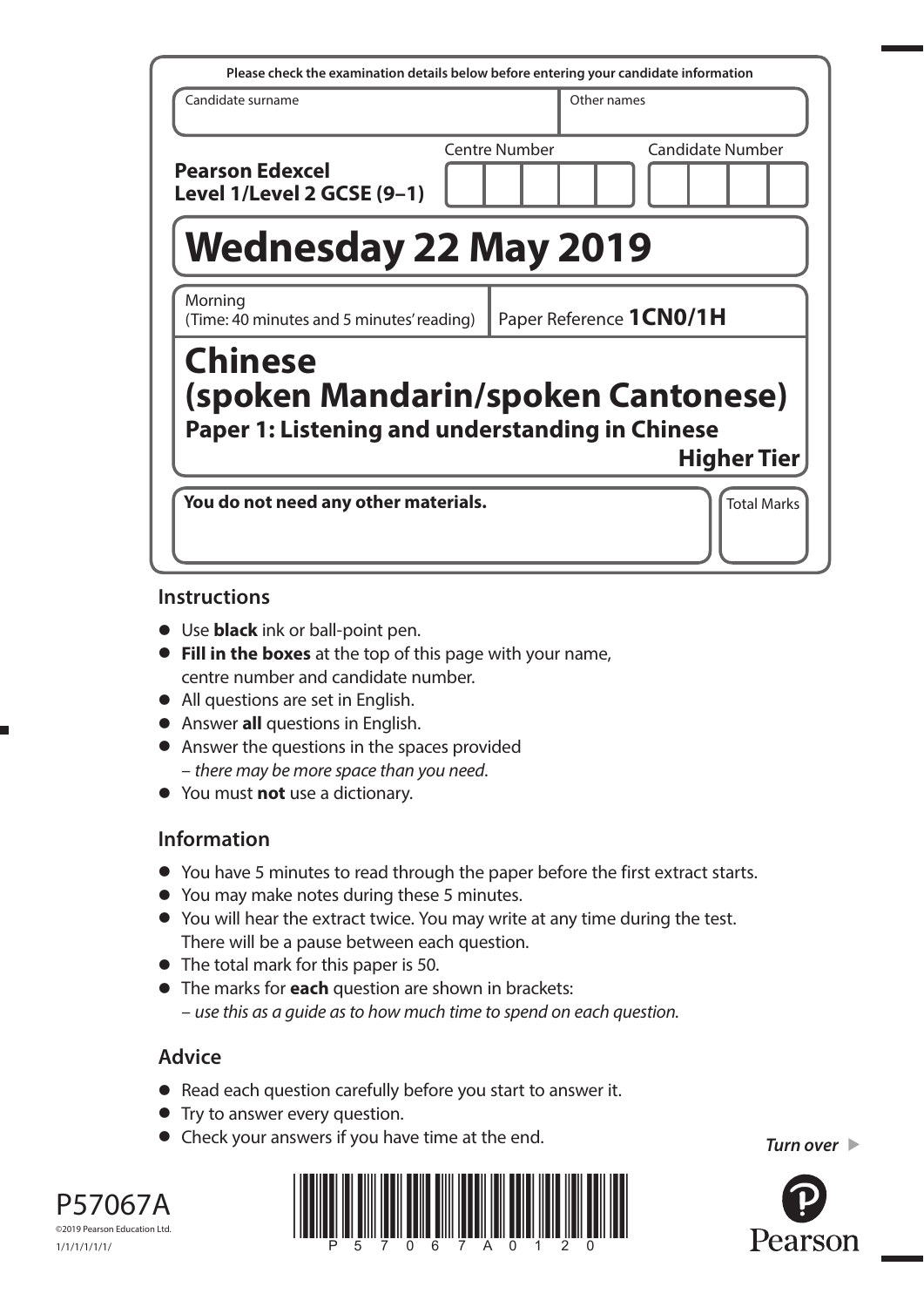Please check the examination details below before entering your candidate information

| Candidate surname | Other names |
|---|---|
| | |

**Pearson Edexcel Level 1/Level 2 GCSE (9–1)**

Centre Number | Candidate Number

# Wednesday 22 May 2019

Morning (Time: 40 minutes and 5 minutes' reading) | Paper Reference **1CN0/1H**

# Chinese (spoken Mandarin/spoken Cantonese)

## Paper 1: Listening and understanding in Chinese

**Higher Tier**

**You do not need any other materials.**

Total Marks

## Instructions

- Use **black** ink or ball-point pen.
- **Fill in the boxes** at the top of this page with your name, centre number and candidate number.
- All questions are set in English.
- Answer **all** questions in English.
- Answer the questions in the spaces provided – *there may be more space than you need*.
- You must **not** use a dictionary.

## Information

- You have 5 minutes to read through the paper before the first extract starts.
- You may make notes during these 5 minutes.
- You will hear the extract twice. You may write at any time during the test. There will be a pause between each question.
- The total mark for this paper is 50.
- The marks for **each** question are shown in brackets: – *use this as a guide as to how much time to spend on each question.*

## Advice

- Read each question carefully before you start to answer it.
- Try to answer every question.
- Check your answers if you have time at the end.

*Turn over* ▶

P57067A
©2019 Pearson Education Ltd.
1/1/1/1/1/1/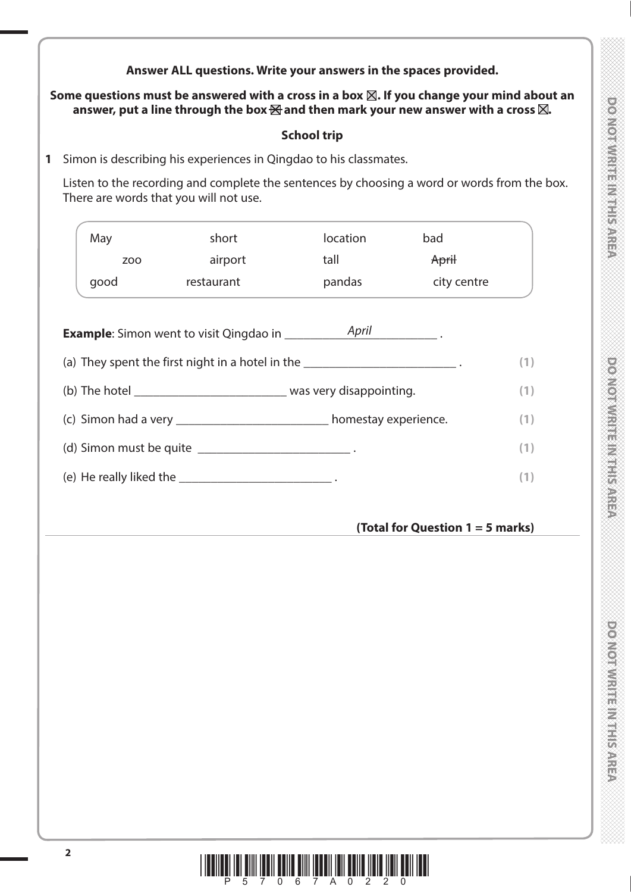**Answer ALL questions. Write your answers in the spaces provided.**

**Some questions must be answered with a cross in a box ☒. If you change your mind about an answer, put a line through the box ☒ and then mark your new answer with a cross ☒.**

**School trip**

**1** Simon is describing his experiences in Qingdao to his classmates.

Listen to the recording and complete the sentences by choosing a word or words from the box. There are words that you will not use.

| | | | |
|---|---|---|---|
| May | short | location | bad |
| zoo | airport | tall | ~~April~~ |
| good | restaurant | pandas | city centre |

**Example**: Simon went to visit Qingdao in ___*April*___ .

(a) They spent the first night in a hotel in the __________________________ . **(1)**

(b) The hotel __________________________ was very disappointing. **(1)**

(c) Simon had a very __________________________ homestay experience. **(1)**

(d) Simon must be quite __________________________ . **(1)**

(e) He really liked the __________________________ . **(1)**

**(Total for Question 1 = 5 marks)**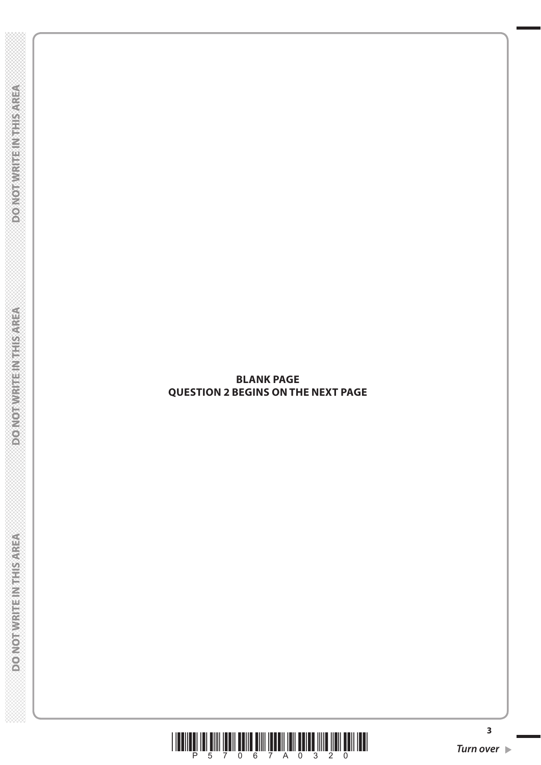**BLANK PAGE**
**QUESTION 2 BEGINS ON THE NEXT PAGE**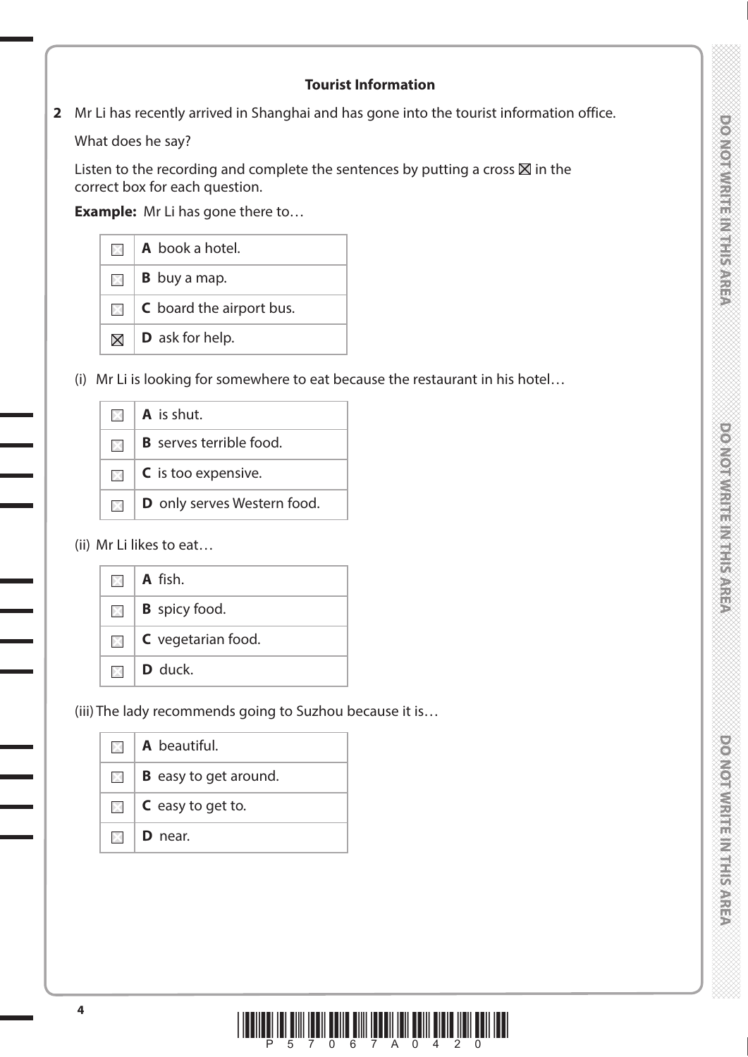### Tourist Information

**2** Mr Li has recently arrived in Shanghai and has gone into the tourist information office.

What does he say?

Listen to the recording and complete the sentences by putting a cross ☒ in the correct box for each question.

**Example:** Mr Li has gone there to…

| | |
|---|---|
| ☐ | **A** book a hotel. |
| ☐ | **B** buy a map. |
| ☐ | **C** board the airport bus. |
| ☒ | **D** ask for help. |

(i) Mr Li is looking for somewhere to eat because the restaurant in his hotel…

| | |
|---|---|
| ☐ | **A** is shut. |
| ☐ | **B** serves terrible food. |
| ☐ | **C** is too expensive. |
| ☐ | **D** only serves Western food. |

(ii) Mr Li likes to eat…

| | |
|---|---|
| ☐ | **A** fish. |
| ☐ | **B** spicy food. |
| ☐ | **C** vegetarian food. |
| ☐ | **D** duck. |

(iii) The lady recommends going to Suzhou because it is…

| | |
|---|---|
| ☐ | **A** beautiful. |
| ☐ | **B** easy to get around. |
| ☐ | **C** easy to get to. |
| ☐ | **D** near. |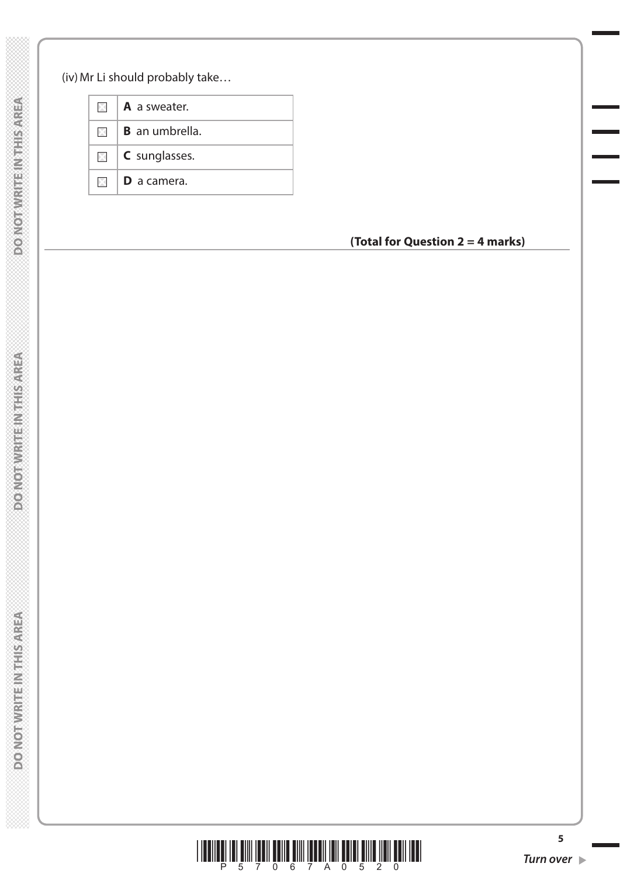(iv) Mr Li should probably take…

| | |
|---|---|
| ☒ | **A** a sweater. |
| ☒ | **B** an umbrella. |
| ☒ | **C** sunglasses. |
| ☒ | **D** a camera. |

**(Total for Question 2 = 4 marks)**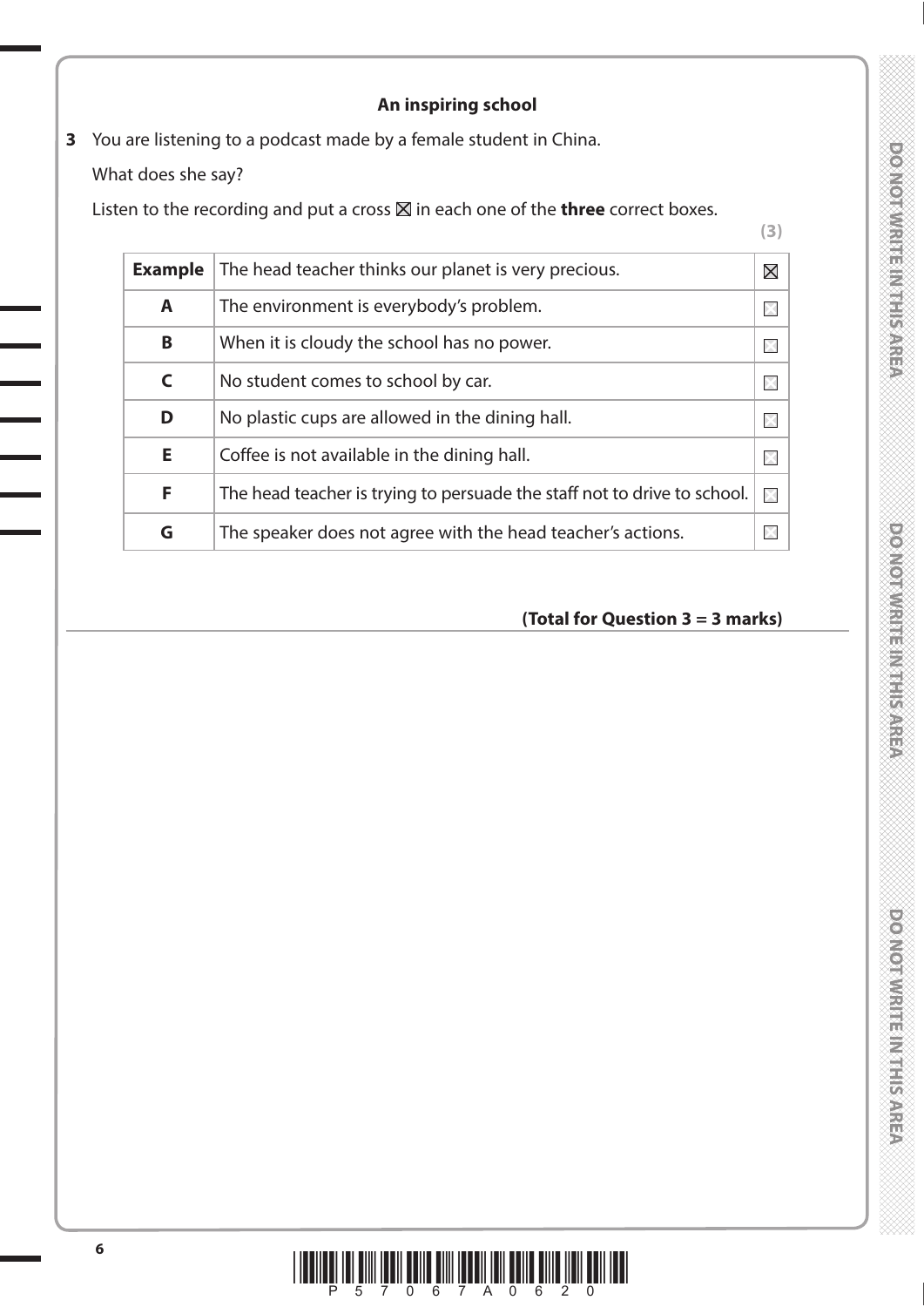**An inspiring school**

**3** You are listening to a podcast made by a female student in China.

What does she say?

Listen to the recording and put a cross ☒ in each one of the **three** correct boxes.

**(3)**

| | | |
|---|---|---|
| **Example** | The head teacher thinks our planet is very precious. | ☒ |
| **A** | The environment is everybody's problem. | ☐ |
| **B** | When it is cloudy the school has no power. | ☐ |
| **C** | No student comes to school by car. | ☐ |
| **D** | No plastic cups are allowed in the dining hall. | ☐ |
| **E** | Coffee is not available in the dining hall. | ☐ |
| **F** | The head teacher is trying to persuade the staff not to drive to school. | ☐ |
| **G** | The speaker does not agree with the head teacher's actions. | ☐ |

**(Total for Question 3 = 3 marks)**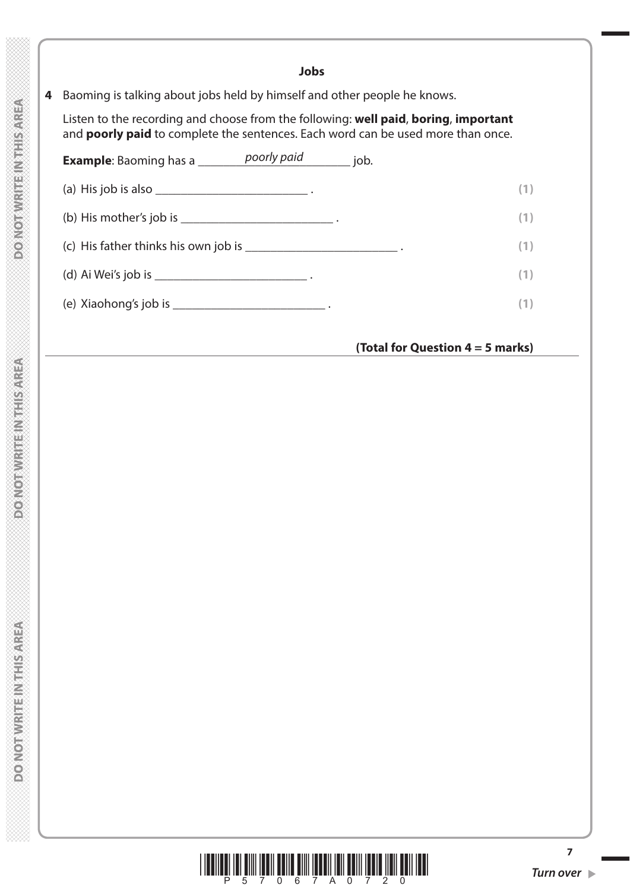## Jobs

**4** Baoming is talking about jobs held by himself and other people he knows.

Listen to the recording and choose from the following: **well paid**, **boring**, **important** and **poorly paid** to complete the sentences. Each word can be used more than once.

**Example**: Baoming has a ________*poorly paid*________ job.

(a) His job is also ________________________ . **(1)**

(b) His mother's job is ________________________ . **(1)**

(c) His father thinks his own job is ________________________ . **(1)**

(d) Ai Wei's job is ________________________ . **(1)**

(e) Xiaohong's job is ________________________ . **(1)**

**(Total for Question 4 = 5 marks)**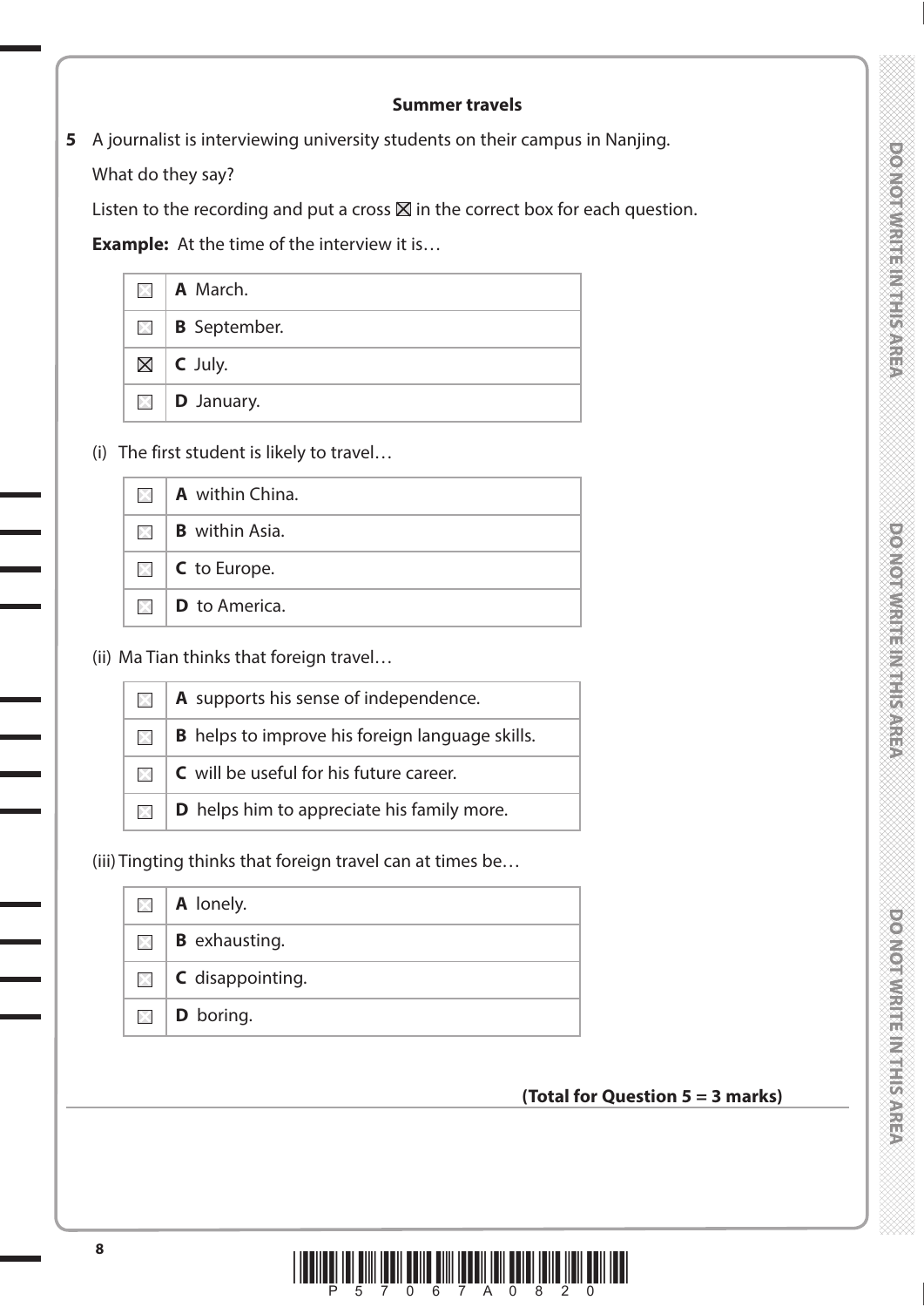**Summer travels**

**5** A journalist is interviewing university students on their campus in Nanjing.

What do they say?

Listen to the recording and put a cross ☒ in the correct box for each question.

**Example:** At the time of the interview it is…

| | |
|---|---|
| ☐ | **A** March. |
| ☐ | **B** September. |
| ☒ | **C** July. |
| ☐ | **D** January. |

(i) The first student is likely to travel…

| | |
|---|---|
| ☐ | **A** within China. |
| ☐ | **B** within Asia. |
| ☐ | **C** to Europe. |
| ☐ | **D** to America. |

(ii) Ma Tian thinks that foreign travel…

| | |
|---|---|
| ☐ | **A** supports his sense of independence. |
| ☐ | **B** helps to improve his foreign language skills. |
| ☐ | **C** will be useful for his future career. |
| ☐ | **D** helps him to appreciate his family more. |

(iii) Tingting thinks that foreign travel can at times be…

| | |
|---|---|
| ☐ | **A** lonely. |
| ☐ | **B** exhausting. |
| ☐ | **C** disappointing. |
| ☐ | **D** boring. |

**(Total for Question 5 = 3 marks)**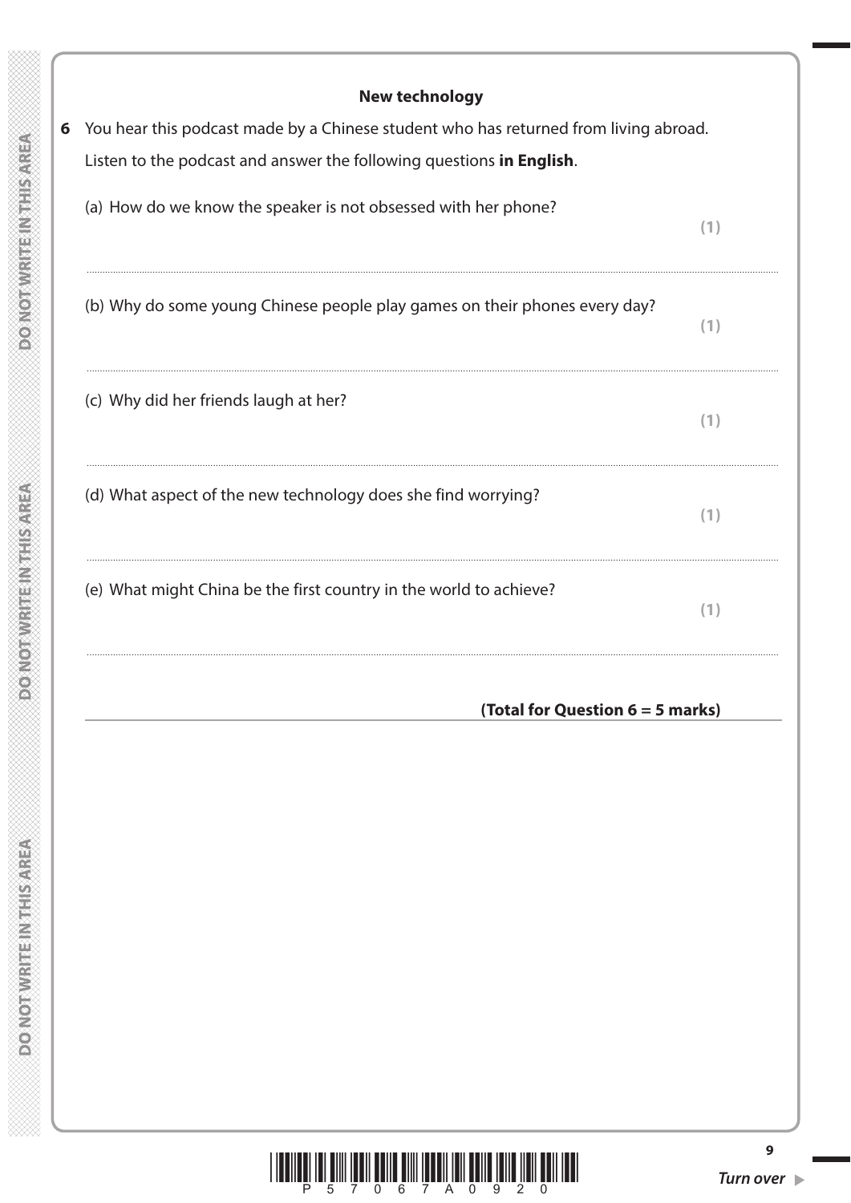## New technology

**6** You hear this podcast made by a Chinese student who has returned from living abroad.

Listen to the podcast and answer the following questions **in English**.

(a) How do we know the speaker is not obsessed with her phone? **(1)**

..............................................................................................................................................

(b) Why do some young Chinese people play games on their phones every day? **(1)**

..............................................................................................................................................

(c) Why did her friends laugh at her? **(1)**

..............................................................................................................................................

(d) What aspect of the new technology does she find worrying? **(1)**

..............................................................................................................................................

(e) What might China be the first country in the world to achieve? **(1)**

..............................................................................................................................................

**(Total for Question 6 = 5 marks)**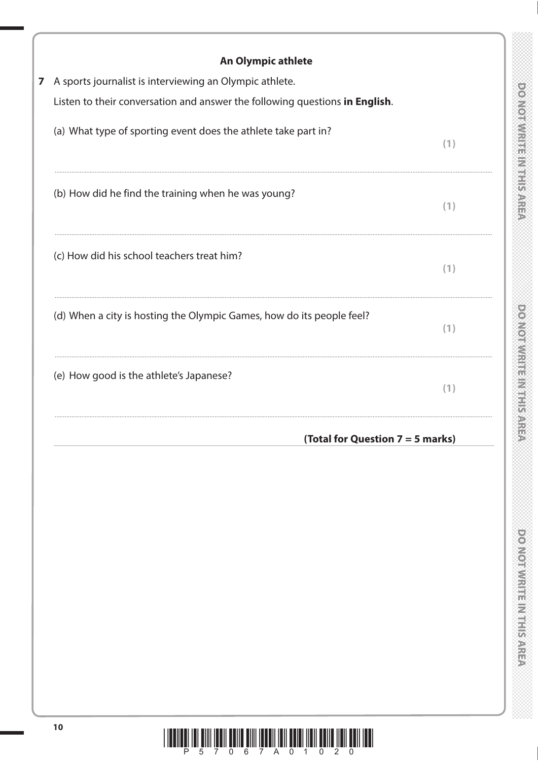## An Olympic athlete

**7** A sports journalist is interviewing an Olympic athlete.

Listen to their conversation and answer the following questions **in English**.

(a) What type of sporting event does the athlete take part in?

**(1)**

..............................................................................................................................................

(b) How did he find the training when he was young?

**(1)**

..............................................................................................................................................

(c) How did his school teachers treat him?

**(1)**

..............................................................................................................................................

(d) When a city is hosting the Olympic Games, how do its people feel?

**(1)**

..............................................................................................................................................

(e) How good is the athlete's Japanese?

**(1)**

..............................................................................................................................................

**(Total for Question 7 = 5 marks)**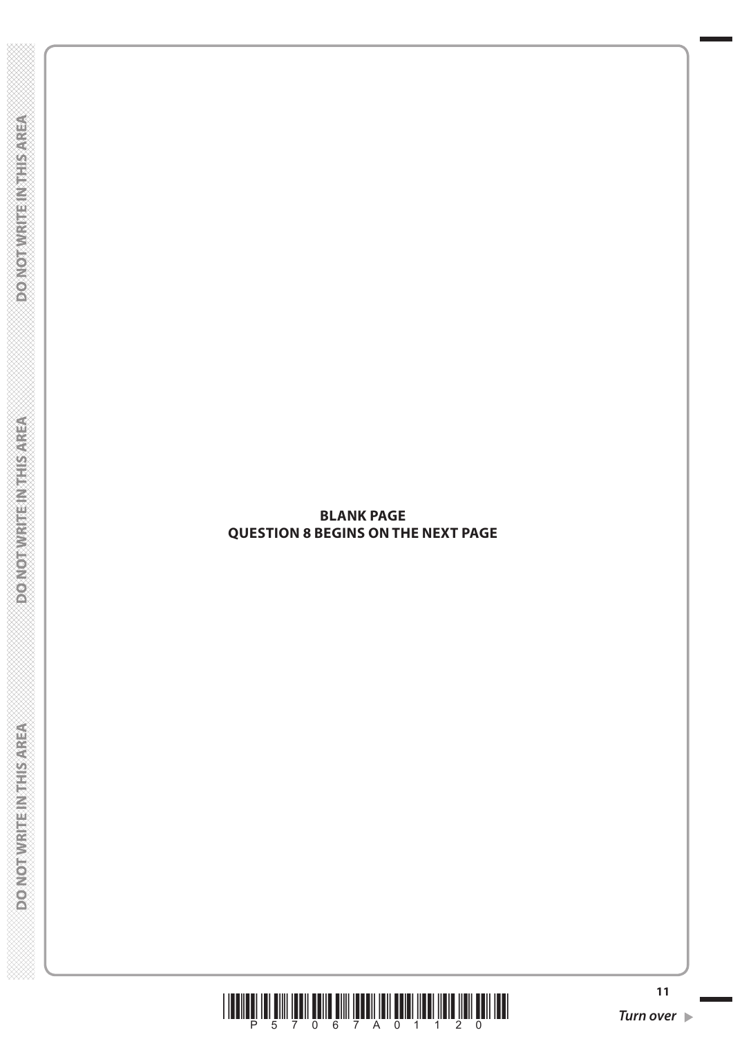**BLANK PAGE**
**QUESTION 8 BEGINS ON THE NEXT PAGE**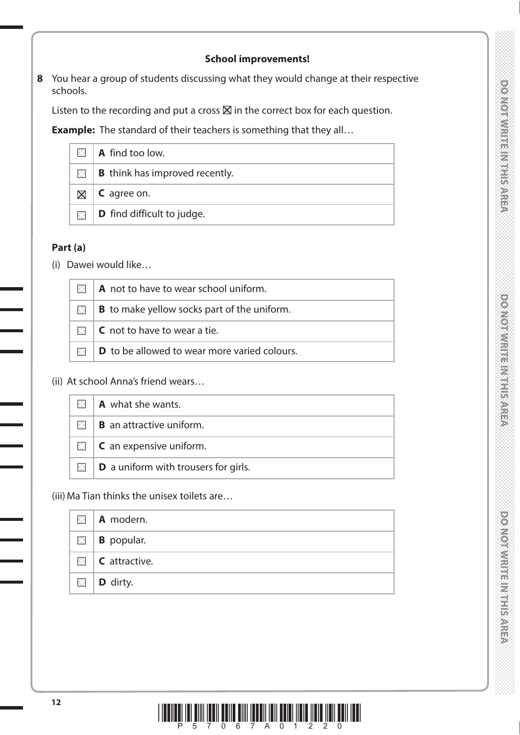**School improvements!**

**8** You hear a group of students discussing what they would change at their respective schools.

Listen to the recording and put a cross ☒ in the correct box for each question.

**Example:** The standard of their teachers is something that they all…

| | |
|---|---|
| ☐ | **A** find too low. |
| ☐ | **B** think has improved recently. |
| ☒ | **C** agree on. |
| ☐ | **D** find difficult to judge. |

**Part (a)**

(i) Dawei would like…

| | |
|---|---|
| ☐ | **A** not to have to wear school uniform. |
| ☐ | **B** to make yellow socks part of the uniform. |
| ☐ | **C** not to have to wear a tie. |
| ☐ | **D** to be allowed to wear more varied colours. |

(ii) At school Anna's friend wears…

| | |
|---|---|
| ☐ | **A** what she wants. |
| ☐ | **B** an attractive uniform. |
| ☐ | **C** an expensive uniform. |
| ☐ | **D** a uniform with trousers for girls. |

(iii) Ma Tian thinks the unisex toilets are…

| | |
|---|---|
| ☐ | **A** modern. |
| ☐ | **B** popular. |
| ☐ | **C** attractive. |
| ☐ | **D** dirty. |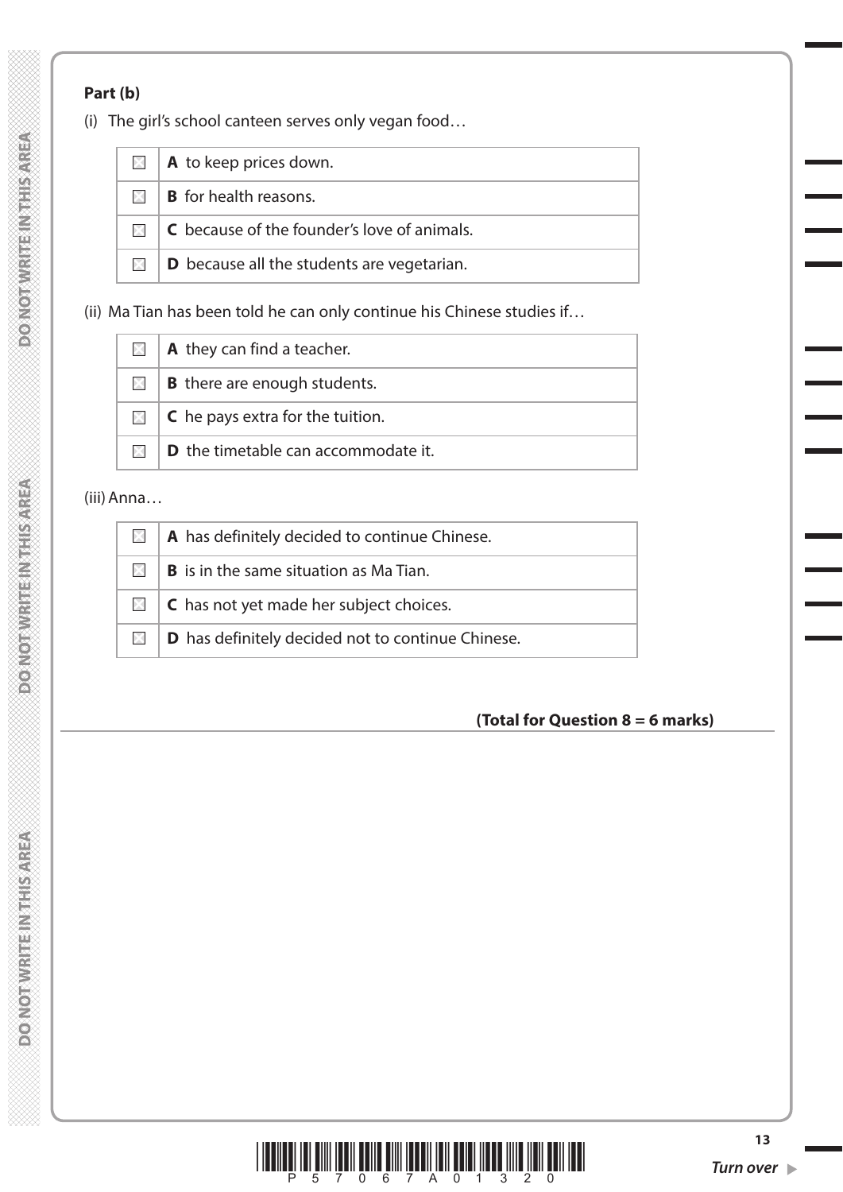**Part (b)**

(i) The girl's school canteen serves only vegan food…

| | |
|---|---|
| ☒ | **A** to keep prices down. |
| ☒ | **B** for health reasons. |
| ☒ | **C** because of the founder's love of animals. |
| ☒ | **D** because all the students are vegetarian. |

(ii) Ma Tian has been told he can only continue his Chinese studies if…

| | |
|---|---|
| ☒ | **A** they can find a teacher. |
| ☒ | **B** there are enough students. |
| ☒ | **C** he pays extra for the tuition. |
| ☒ | **D** the timetable can accommodate it. |

(iii) Anna…

| | |
|---|---|
| ☒ | **A** has definitely decided to continue Chinese. |
| ☒ | **B** is in the same situation as Ma Tian. |
| ☒ | **C** has not yet made her subject choices. |
| ☒ | **D** has definitely decided not to continue Chinese. |

**(Total for Question 8 = 6 marks)**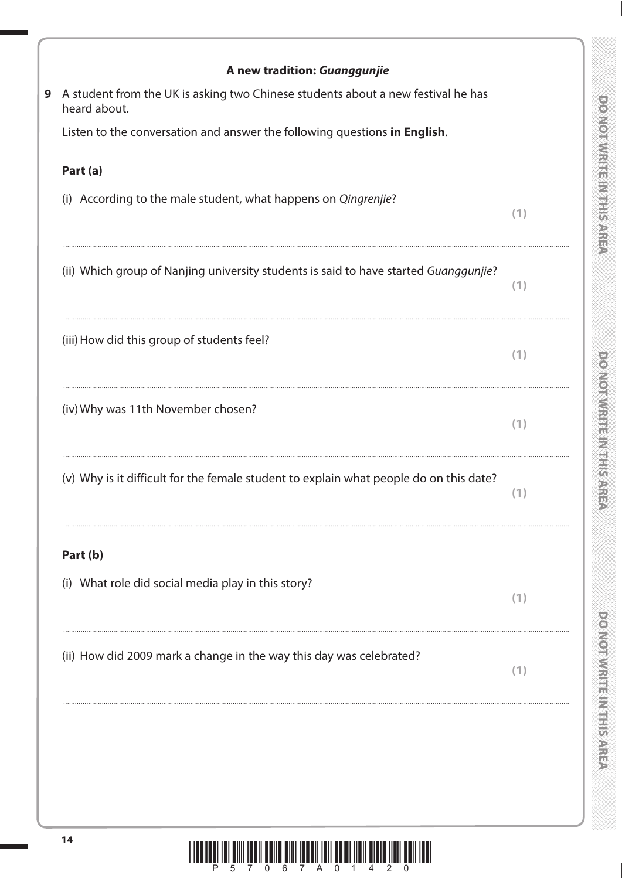**A new tradition: *Guanggunjie***

**9** A student from the UK is asking two Chinese students about a new festival he has heard about.

Listen to the conversation and answer the following questions **in English**.

**Part (a)**

(i) According to the male student, what happens on *Qingrenjie*? **(1)**

..............................................................................................................................................

(ii) Which group of Nanjing university students is said to have started *Guanggunjie*? **(1)**

..............................................................................................................................................

(iii) How did this group of students feel? **(1)**

..............................................................................................................................................

(iv) Why was 11th November chosen? **(1)**

..............................................................................................................................................

(v) Why is it difficult for the female student to explain what people do on this date? **(1)**

..............................................................................................................................................

**Part (b)**

(i) What role did social media play in this story? **(1)**

..............................................................................................................................................

(ii) How did 2009 mark a change in the way this day was celebrated? **(1)**

..............................................................................................................................................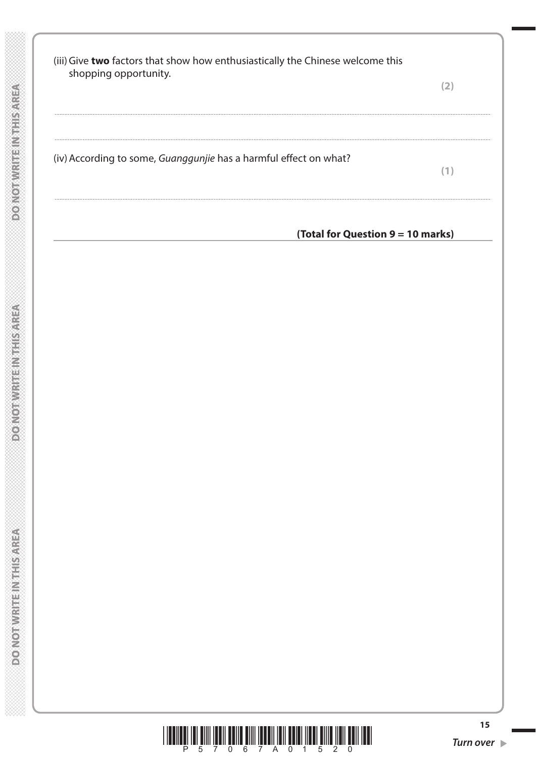(iii) Give **two** factors that show how enthusiastically the Chinese welcome this shopping opportunity.

**(2)**

..............................................................................................................................................

..............................................................................................................................................

(iv) According to some, *Guanggunjie* has a harmful effect on what?

**(1)**

..............................................................................................................................................

**(Total for Question 9 = 10 marks)**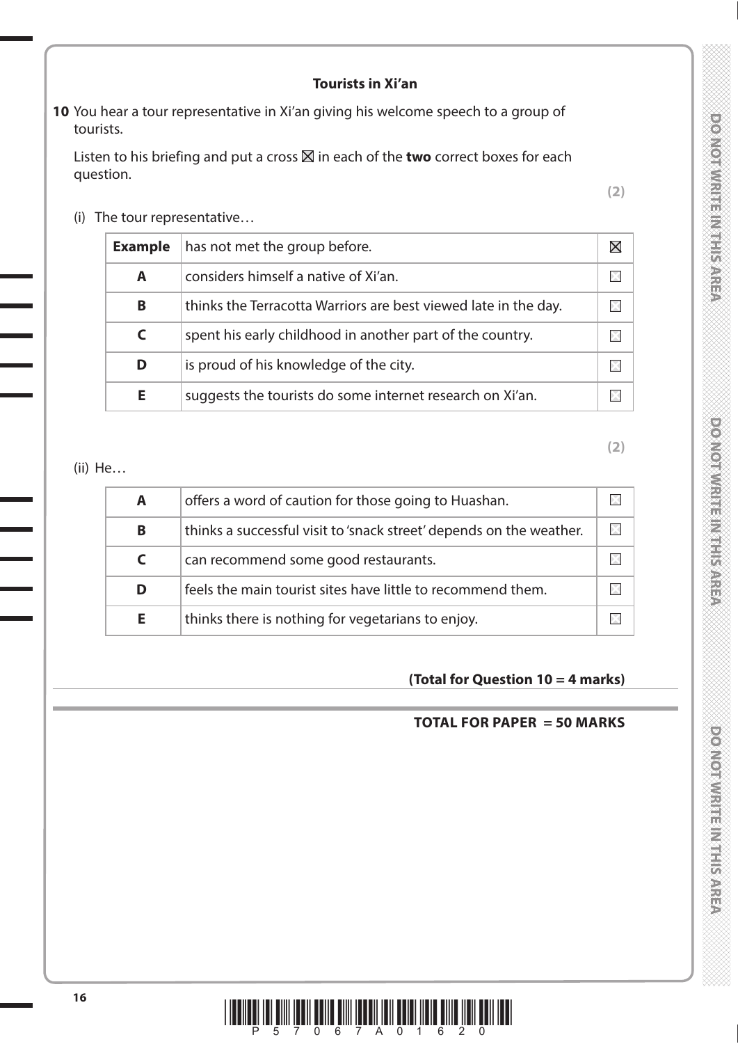### Tourists in Xi'an

**10** You hear a tour representative in Xi'an giving his welcome speech to a group of tourists.

Listen to his briefing and put a cross ☒ in each of the **two** correct boxes for each question.

**(2)**

(i) The tour representative…

| | | |
|---|---|---|
| **Example** | has not met the group before. | ☒ |
| **A** | considers himself a native of Xi'an. | ☐ |
| **B** | thinks the Terracotta Warriors are best viewed late in the day. | ☐ |
| **C** | spent his early childhood in another part of the country. | ☐ |
| **D** | is proud of his knowledge of the city. | ☐ |
| **E** | suggests the tourists do some internet research on Xi'an. | ☐ |

**(2)**

(ii) He…

| | | |
|---|---|---|
| **A** | offers a word of caution for those going to Huashan. | ☐ |
| **B** | thinks a successful visit to 'snack street' depends on the weather. | ☐ |
| **C** | can recommend some good restaurants. | ☐ |
| **D** | feels the main tourist sites have little to recommend them. | ☐ |
| **E** | thinks there is nothing for vegetarians to enjoy. | ☐ |

**(Total for Question 10 = 4 marks)**

**TOTAL FOR PAPER = 50 MARKS**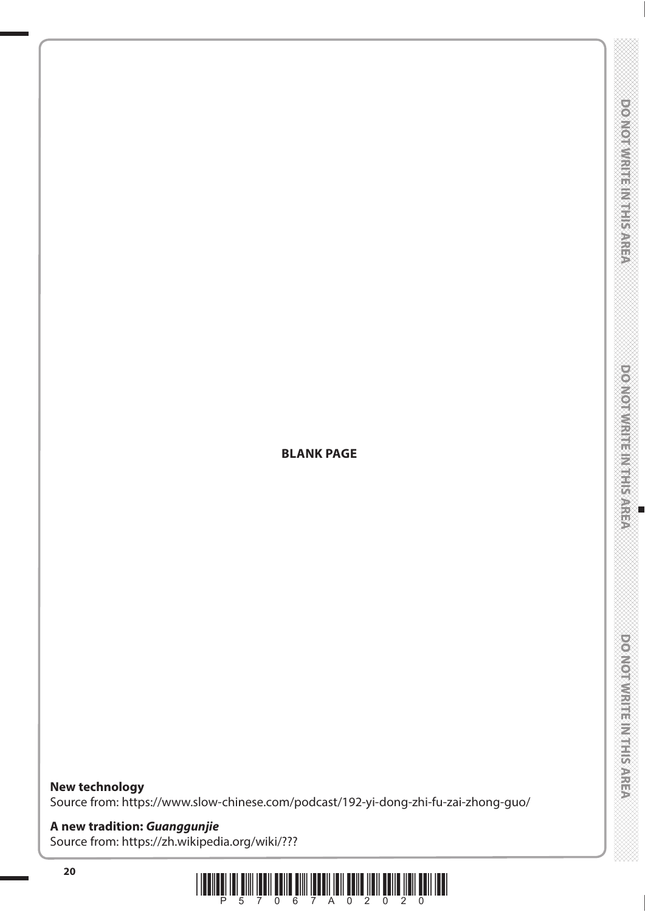BLANK PAGE

**New technology**
Source from: https://www.slow-chinese.com/podcast/192-yi-dong-zhi-fu-zai-zhong-guo/

**A new tradition: *Guanggunjie***
Source from: https://zh.wikipedia.org/wiki/???